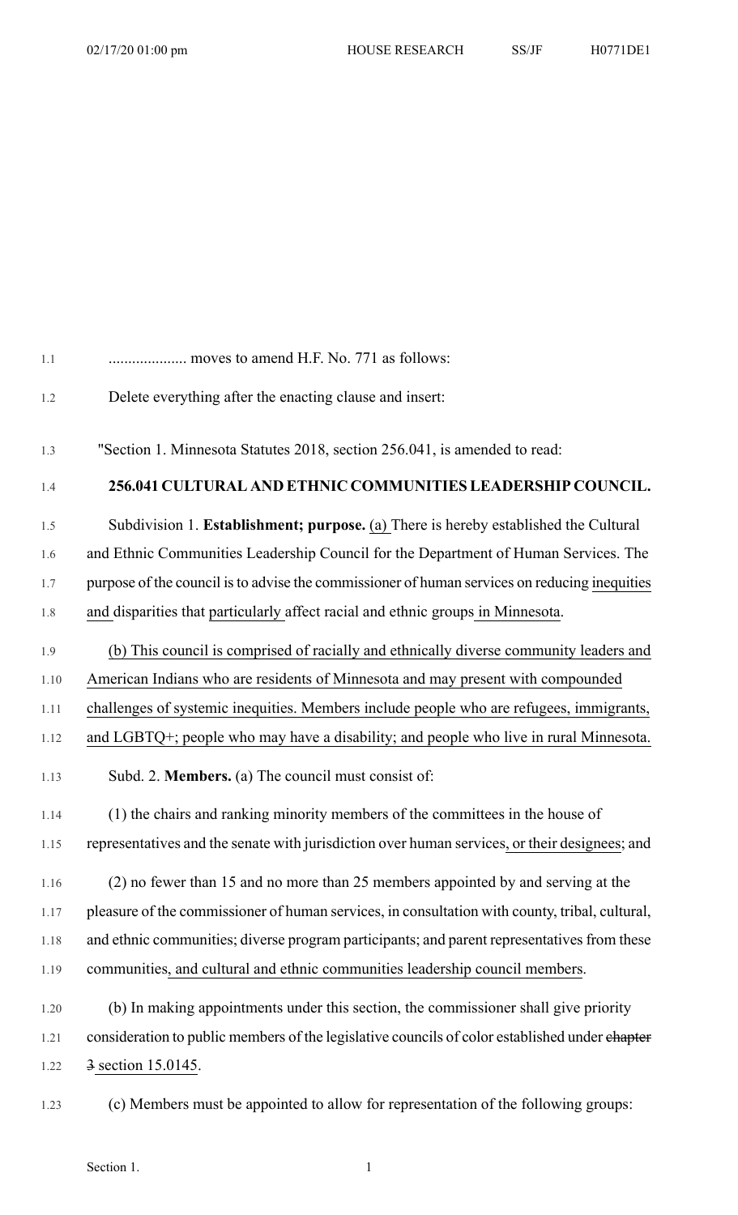.................... moves to amend H.F. No. 771 as follows:

Delete everything after the enacting clause and insert:

"Section 1. Minnesota Statutes 2018, section 256.041, is amended to read:

**256.041 CULTURAL AND ETHNIC COMMUNITIES LEADERSHIP COUNCIL.**

Subdivision 1. **Establishment; purpose.** (a) There is hereby established the Cultural and Ethnic Communities Leadership Council for the Department of Human Services. The purpose of the council is to advise the commissioner of human services on reducing inequities and disparities that particularly affect racial and ethnic groups in Minnesota.

(b) This council is comprised of racially and ethnically diverse community leaders and American Indians who are residents of Minnesota and may present with compounded challenges of systemic inequities. Members include people who are refugees, immigrants, and LGBTQ+; people who may have a disability; and people who live in rural Minnesota.

Subd. 2. **Members.** (a) The council must consist of:

(1) the chairs and ranking minority members of the committees in the house of representatives and the senate with jurisdiction over human services, or their designees; and

(2) no fewer than 15 and no more than 25 members appointed by and serving at the pleasure of the commissioner of human services, in consultation with county, tribal, cultural, and ethnic communities; diverse program participants; and parent representatives from these communities, and cultural and ethnic communities leadership council members.

(b) In making appointments under this section, the commissioner shall give priority consideration to public members of the legislative councils of color established under ~~chapter 3~~ section 15.0145.

(c) Members must be appointed to allow for representation of the following groups: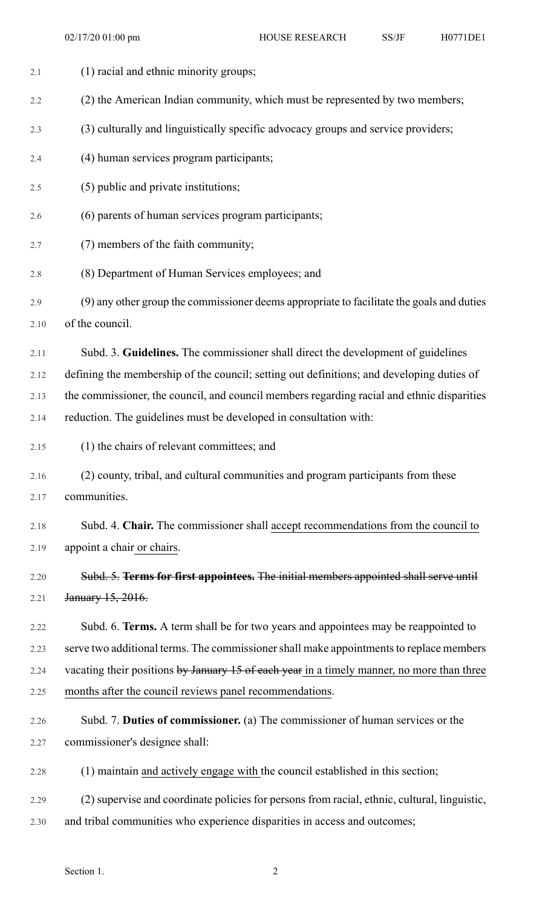(1) racial and ethnic minority groups;

(2) the American Indian community, which must be represented by two members;

(3) culturally and linguistically specific advocacy groups and service providers;

(4) human services program participants;

(5) public and private institutions;

(6) parents of human services program participants;

(7) members of the faith community;

(8) Department of Human Services employees; and

(9) any other group the commissioner deems appropriate to facilitate the goals and duties of the council.

Subd. 3. **Guidelines.** The commissioner shall direct the development of guidelines defining the membership of the council; setting out definitions; and developing duties of the commissioner, the council, and council members regarding racial and ethnic disparities reduction. The guidelines must be developed in consultation with:

(1) the chairs of relevant committees; and

(2) county, tribal, and cultural communities and program participants from these communities.

Subd. 4. **Chair.** The commissioner shall <u>accept recommendations from the council to</u> <u>appoint</u> a chair <u>or chairs</u>.

~~Subd. 5. **Terms for first appointees.** The initial members appointed shall serve until January 15, 2016.~~

Subd. 6. **Terms.** A term shall be for two years and appointees may be reappointed to serve two additional terms. The commissioner shall make appointments to replace members vacating their positions ~~by January 15 of each year~~ <u>in a timely manner, no more than three months after the council reviews panel recommendations</u>.

Subd. 7. **Duties of commissioner.** (a) The commissioner of human services or the commissioner's designee shall:

(1) maintain <u>and actively engage with</u> the council established in this section;

(2) supervise and coordinate policies for persons from racial, ethnic, cultural, linguistic, and tribal communities who experience disparities in access and outcomes;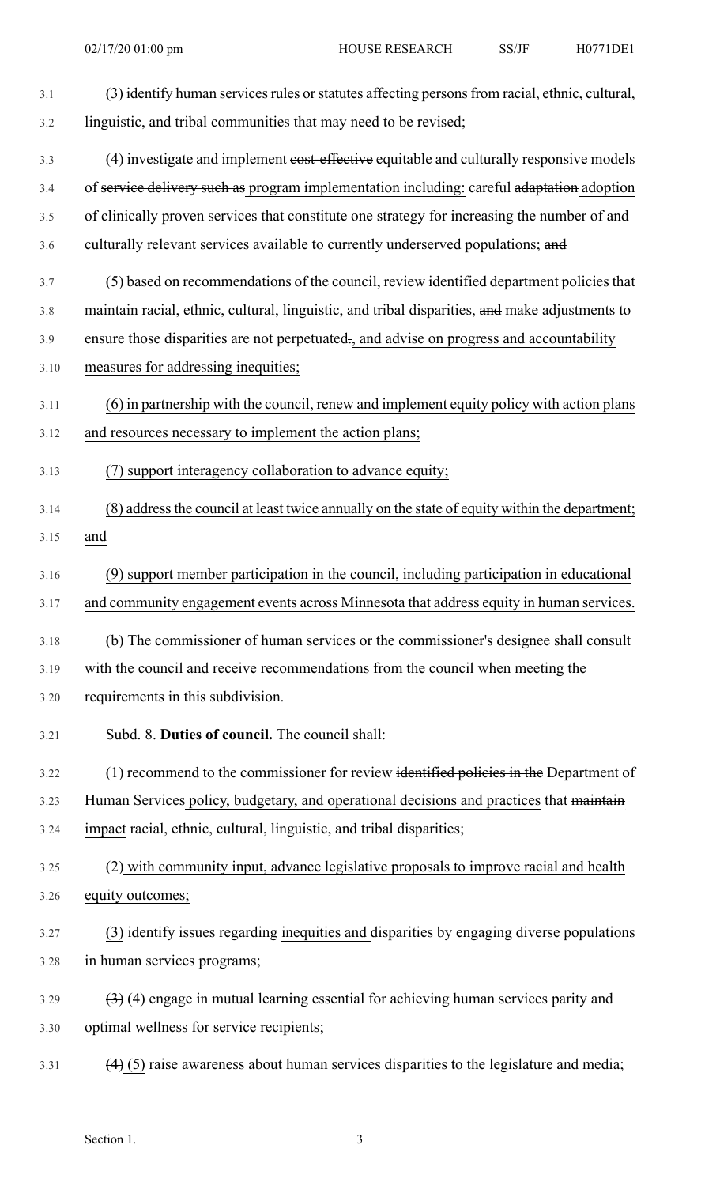(3) identify human services rules or statutes affecting persons from racial, ethnic, cultural, linguistic, and tribal communities that may need to be revised;

(4) investigate and implement ~~cost-effective~~ equitable and culturally responsive models of ~~service delivery such as~~ program implementation including: careful ~~adaptation~~ adoption of ~~clinically~~ proven services ~~that constitute one strategy for increasing the number of~~ and culturally relevant services available to currently underserved populations; ~~and~~

(5) based on recommendations of the council, review identified department policies that maintain racial, ethnic, cultural, linguistic, and tribal disparities, ~~and~~ make adjustments to ensure those disparities are not perpetuated~~.~~, and advise on progress and accountability measures for addressing inequities;

(6) in partnership with the council, renew and implement equity policy with action plans and resources necessary to implement the action plans;

(7) support interagency collaboration to advance equity;

(8) address the council at least twice annually on the state of equity within the department; and

(9) support member participation in the council, including participation in educational and community engagement events across Minnesota that address equity in human services.

(b) The commissioner of human services or the commissioner's designee shall consult with the council and receive recommendations from the council when meeting the requirements in this subdivision.

Subd. 8. **Duties of council.** The council shall:

(1) recommend to the commissioner for review ~~identified policies in the~~ Department of Human Services policy, budgetary, and operational decisions and practices that ~~maintain~~ impact racial, ethnic, cultural, linguistic, and tribal disparities;

(2) with community input, advance legislative proposals to improve racial and health equity outcomes;

(3) identify issues regarding inequities and disparities by engaging diverse populations in human services programs;

~~(3)~~ (4) engage in mutual learning essential for achieving human services parity and optimal wellness for service recipients;

~~(4)~~ (5) raise awareness about human services disparities to the legislature and media;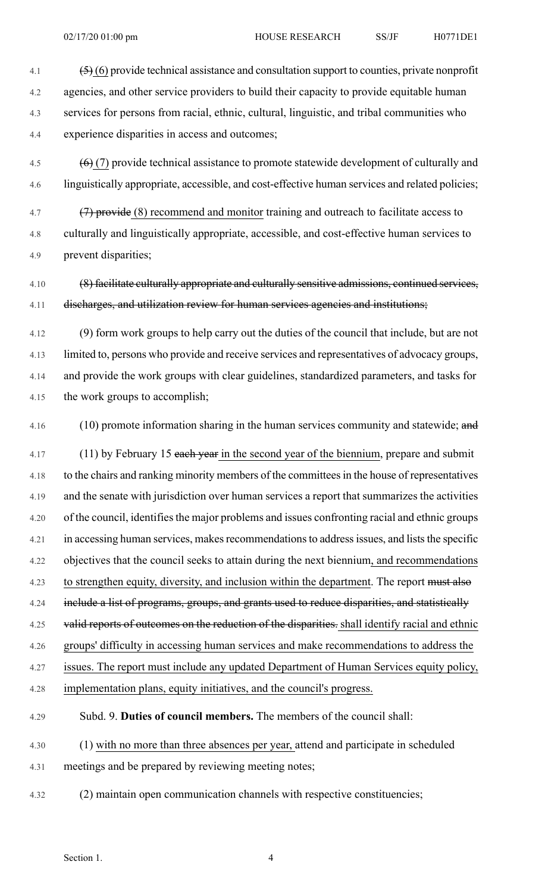~~(5)~~ (6) provide technical assistance and consultation support to counties, private nonprofit agencies, and other service providers to build their capacity to provide equitable human services for persons from racial, ethnic, cultural, linguistic, and tribal communities who experience disparities in access and outcomes;

~~(6)~~ (7) provide technical assistance to promote statewide development of culturally and linguistically appropriate, accessible, and cost-effective human services and related policies;

~~(7) provide~~ (8) recommend and monitor training and outreach to facilitate access to culturally and linguistically appropriate, accessible, and cost-effective human services to prevent disparities;

~~(8) facilitate culturally appropriate and culturally sensitive admissions, continued services, discharges, and utilization review for human services agencies and institutions;~~

(9) form work groups to help carry out the duties of the council that include, but are not limited to, persons who provide and receive services and representatives of advocacy groups, and provide the work groups with clear guidelines, standardized parameters, and tasks for the work groups to accomplish;

(10) promote information sharing in the human services community and statewide; ~~and~~

(11) by February 15 ~~each year~~ in the second year of the biennium, prepare and submit to the chairs and ranking minority members of the committees in the house of representatives and the senate with jurisdiction over human services a report that summarizes the activities of the council, identifies the major problems and issues confronting racial and ethnic groups in accessing human services, makes recommendations to address issues, and lists the specific objectives that the council seeks to attain during the next biennium, and recommendations to strengthen equity, diversity, and inclusion within the department. The report ~~must also include a list of programs, groups, and grants used to reduce disparities, and statistically valid reports of outcomes on the reduction of the disparities.~~ shall identify racial and ethnic groups' difficulty in accessing human services and make recommendations to address the issues. The report must include any updated Department of Human Services equity policy, implementation plans, equity initiatives, and the council's progress.

Subd. 9. **Duties of council members.** The members of the council shall:

(1) with no more than three absences per year, attend and participate in scheduled meetings and be prepared by reviewing meeting notes;

(2) maintain open communication channels with respective constituencies;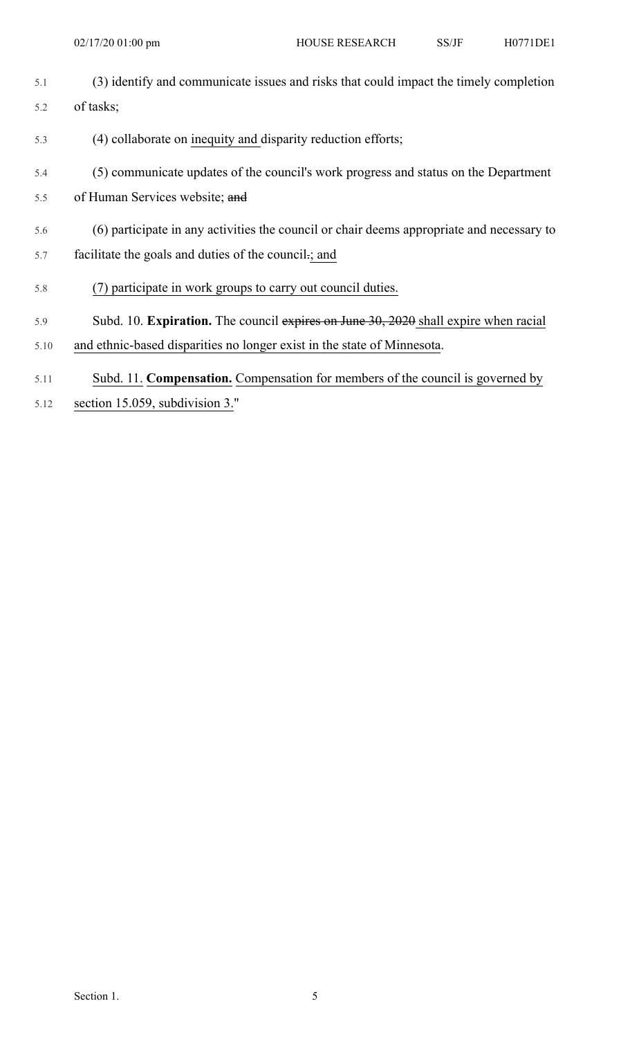(3) identify and communicate issues and risks that could impact the timely completion of tasks;

(4) collaborate on inequity and disparity reduction efforts;

(5) communicate updates of the council's work progress and status on the Department of Human Services website; ~~and~~

(6) participate in any activities the council or chair deems appropriate and necessary to facilitate the goals and duties of the council~~.~~; and

(7) participate in work groups to carry out council duties.

Subd. 10. **Expiration.** The council ~~expires on June 30, 2020~~ shall expire when racial and ethnic-based disparities no longer exist in the state of Minnesota.

Subd. 11. **Compensation.** Compensation for members of the council is governed by section 15.059, subdivision 3."